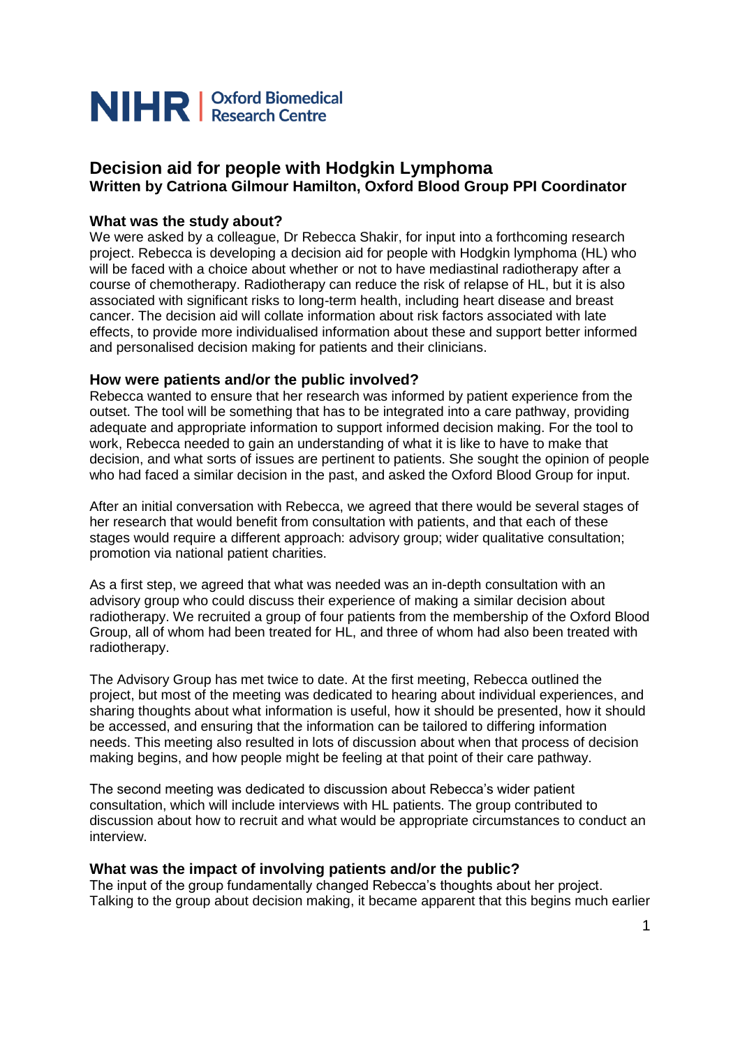**NIHR | Oxford Biomedical Research Centre**

## Decision aid for people with Hodgkin Lymphoma
**Written by Catriona Gilmour Hamilton, Oxford Blood Group PPI Coordinator**

### What was the study about?

We were asked by a colleague, Dr Rebecca Shakir, for input into a forthcoming research project. Rebecca is developing a decision aid for people with Hodgkin lymphoma (HL) who will be faced with a choice about whether or not to have mediastinal radiotherapy after a course of chemotherapy. Radiotherapy can reduce the risk of relapse of HL, but it is also associated with significant risks to long-term health, including heart disease and breast cancer. The decision aid will collate information about risk factors associated with late effects, to provide more individualised information about these and support better informed and personalised decision making for patients and their clinicians.

### How were patients and/or the public involved?

Rebecca wanted to ensure that her research was informed by patient experience from the outset. The tool will be something that has to be integrated into a care pathway, providing adequate and appropriate information to support informed decision making. For the tool to work, Rebecca needed to gain an understanding of what it is like to have to make that decision, and what sorts of issues are pertinent to patients. She sought the opinion of people who had faced a similar decision in the past, and asked the Oxford Blood Group for input.

After an initial conversation with Rebecca, we agreed that there would be several stages of her research that would benefit from consultation with patients, and that each of these stages would require a different approach: advisory group; wider qualitative consultation; promotion via national patient charities.

As a first step, we agreed that what was needed was an in-depth consultation with an advisory group who could discuss their experience of making a similar decision about radiotherapy. We recruited a group of four patients from the membership of the Oxford Blood Group, all of whom had been treated for HL, and three of whom had also been treated with radiotherapy.

The Advisory Group has met twice to date. At the first meeting, Rebecca outlined the project, but most of the meeting was dedicated to hearing about individual experiences, and sharing thoughts about what information is useful, how it should be presented, how it should be accessed, and ensuring that the information can be tailored to differing information needs. This meeting also resulted in lots of discussion about when that process of decision making begins, and how people might be feeling at that point of their care pathway.

The second meeting was dedicated to discussion about Rebecca's wider patient consultation, which will include interviews with HL patients. The group contributed to discussion about how to recruit and what would be appropriate circumstances to conduct an interview.

### What was the impact of involving patients and/or the public?

The input of the group fundamentally changed Rebecca's thoughts about her project. Talking to the group about decision making, it became apparent that this begins much earlier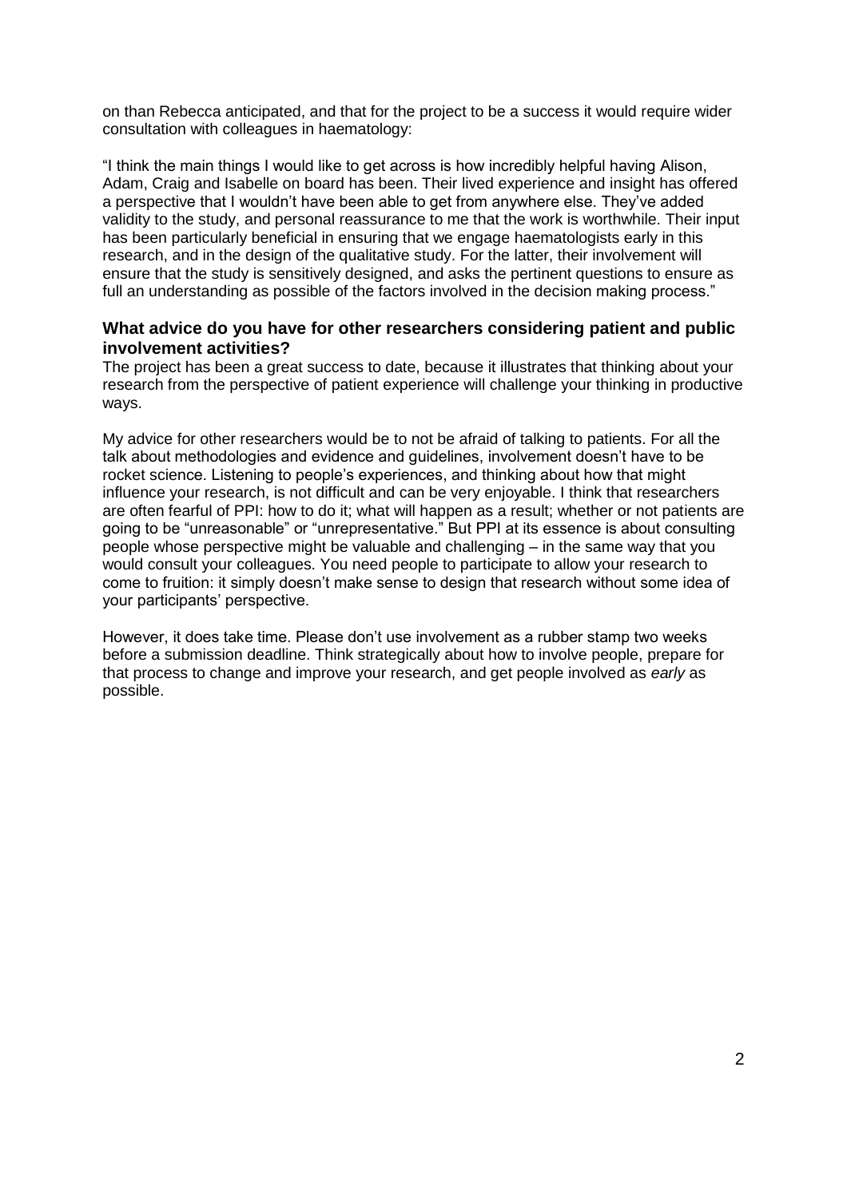on than Rebecca anticipated, and that for the project to be a success it would require wider consultation with colleagues in haematology:

"I think the main things I would like to get across is how incredibly helpful having Alison, Adam, Craig and Isabelle on board has been. Their lived experience and insight has offered a perspective that I wouldn't have been able to get from anywhere else. They've added validity to the study, and personal reassurance to me that the work is worthwhile. Their input has been particularly beneficial in ensuring that we engage haematologists early in this research, and in the design of the qualitative study. For the latter, their involvement will ensure that the study is sensitively designed, and asks the pertinent questions to ensure as full an understanding as possible of the factors involved in the decision making process."

### What advice do you have for other researchers considering patient and public involvement activities?

The project has been a great success to date, because it illustrates that thinking about your research from the perspective of patient experience will challenge your thinking in productive ways.

My advice for other researchers would be to not be afraid of talking to patients. For all the talk about methodologies and evidence and guidelines, involvement doesn't have to be rocket science. Listening to people's experiences, and thinking about how that might influence your research, is not difficult and can be very enjoyable. I think that researchers are often fearful of PPI: how to do it; what will happen as a result; whether or not patients are going to be "unreasonable" or "unrepresentative." But PPI at its essence is about consulting people whose perspective might be valuable and challenging – in the same way that you would consult your colleagues. You need people to participate to allow your research to come to fruition: it simply doesn't make sense to design that research without some idea of your participants' perspective.

However, it does take time. Please don't use involvement as a rubber stamp two weeks before a submission deadline. Think strategically about how to involve people, prepare for that process to change and improve your research, and get people involved as *early* as possible.